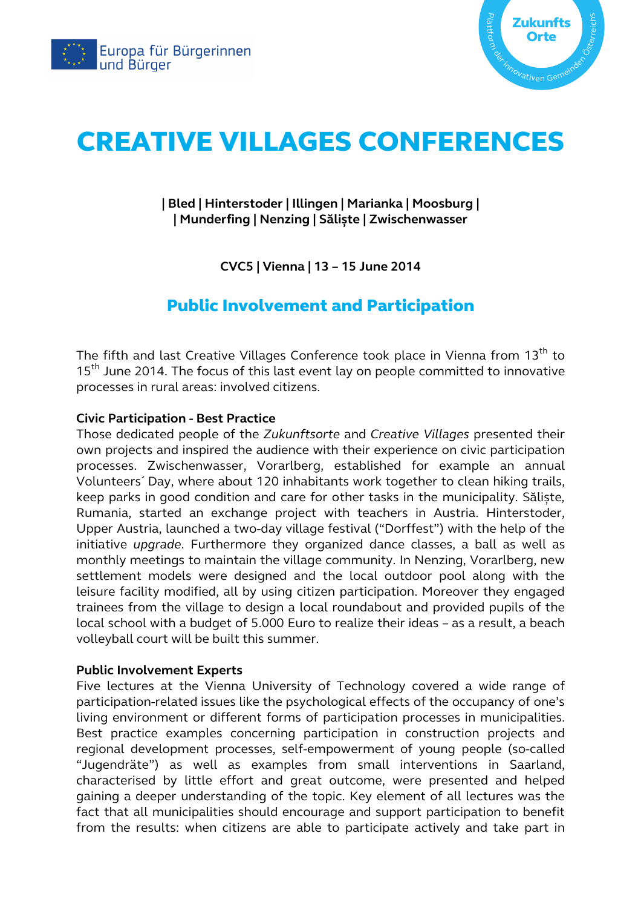Europa für Bürgerinnen und Bürger

Zukunfts Orte – Plattform der innovativen Gemeinden Österreichs

# CREATIVE VILLAGES CONFERENCES

**| Bled | Hinterstoder | Illingen | Marianka | Moosburg |**
**| Munderfing | Nenzing | Săliște | Zwischenwasser**

**CVC5 | Vienna | 13 – 15 June 2014**

## Public Involvement and Participation

The fifth and last Creative Villages Conference took place in Vienna from 13th to 15th June 2014. The focus of this last event lay on people committed to innovative processes in rural areas: involved citizens.

**Civic Participation - Best Practice**

Those dedicated people of the *Zukunftsorte* and *Creative Villages* presented their own projects and inspired the audience with their experience on civic participation processes. Zwischenwasser, Vorarlberg, established for example an annual Volunteers´ Day, where about 120 inhabitants work together to clean hiking trails, keep parks in good condition and care for other tasks in the municipality. Săliște*,* Rumania, started an exchange project with teachers in Austria. Hinterstoder, Upper Austria, launched a two-day village festival ("Dorffest") with the help of the initiative *upgrade*. Furthermore they organized dance classes, a ball as well as monthly meetings to maintain the village community. In Nenzing, Vorarlberg, new settlement models were designed and the local outdoor pool along with the leisure facility modified, all by using citizen participation. Moreover they engaged trainees from the village to design a local roundabout and provided pupils of the local school with a budget of 5.000 Euro to realize their ideas – as a result, a beach volleyball court will be built this summer.

**Public Involvement Experts**

Five lectures at the Vienna University of Technology covered a wide range of participation-related issues like the psychological effects of the occupancy of one's living environment or different forms of participation processes in municipalities. Best practice examples concerning participation in construction projects and regional development processes, self-empowerment of young people (so-called "Jugendräte") as well as examples from small interventions in Saarland, characterised by little effort and great outcome, were presented and helped gaining a deeper understanding of the topic. Key element of all lectures was the fact that all municipalities should encourage and support participation to benefit from the results: when citizens are able to participate actively and take part in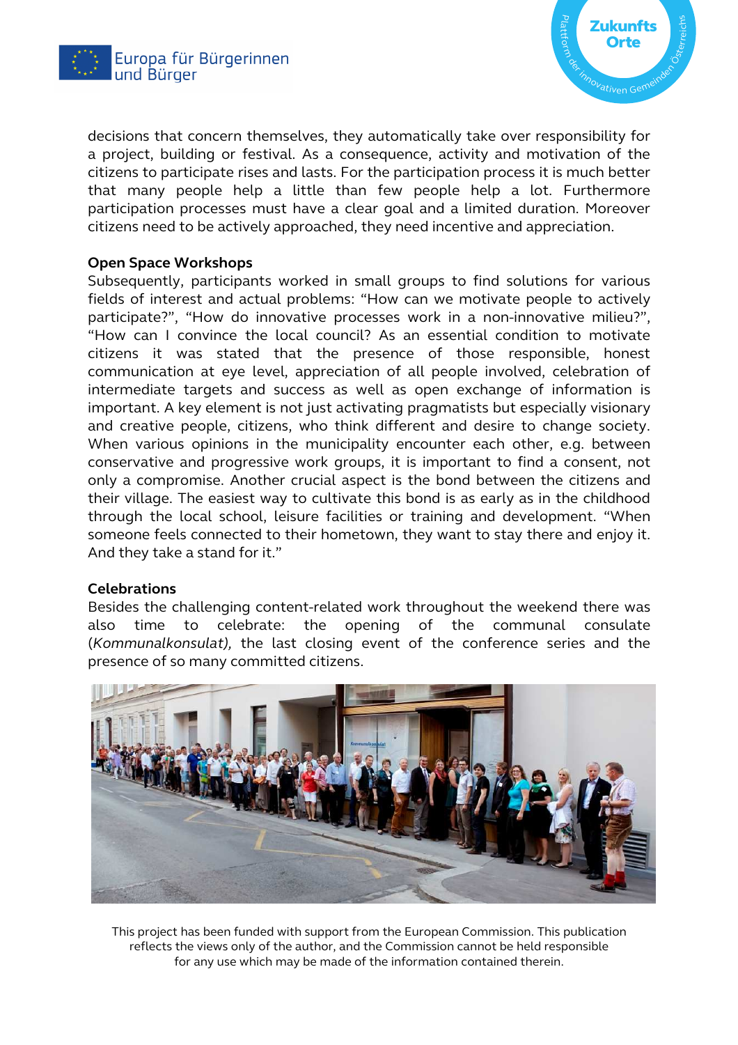decisions that concern themselves, they automatically take over responsibility for a project, building or festival. As a consequence, activity and motivation of the citizens to participate rises and lasts. For the participation process it is much better that many people help a little than few people help a lot. Furthermore participation processes must have a clear goal and a limited duration. Moreover citizens need to be actively approached, they need incentive and appreciation.

**Open Space Workshops**

Subsequently, participants worked in small groups to find solutions for various fields of interest and actual problems: "How can we motivate people to actively participate?", "How do innovative processes work in a non-innovative milieu?", "How can I convince the local council? As an essential condition to motivate citizens it was stated that the presence of those responsible, honest communication at eye level, appreciation of all people involved, celebration of intermediate targets and success as well as open exchange of information is important. A key element is not just activating pragmatists but especially visionary and creative people, citizens, who think different and desire to change society. When various opinions in the municipality encounter each other, e.g. between conservative and progressive work groups, it is important to find a consent, not only a compromise. Another crucial aspect is the bond between the citizens and their village. The easiest way to cultivate this bond is as early as in the childhood through the local school, leisure facilities or training and development. "When someone feels connected to their hometown, they want to stay there and enjoy it. And they take a stand for it."

**Celebrations**

Besides the challenging content-related work throughout the weekend there was also time to celebrate: the opening of the communal consulate (*Kommunalkonsulat),* the last closing event of the conference series and the presence of so many committed citizens.

This project has been funded with support from the European Commission. This publication reflects the views only of the author, and the Commission cannot be held responsible for any use which may be made of the information contained therein.